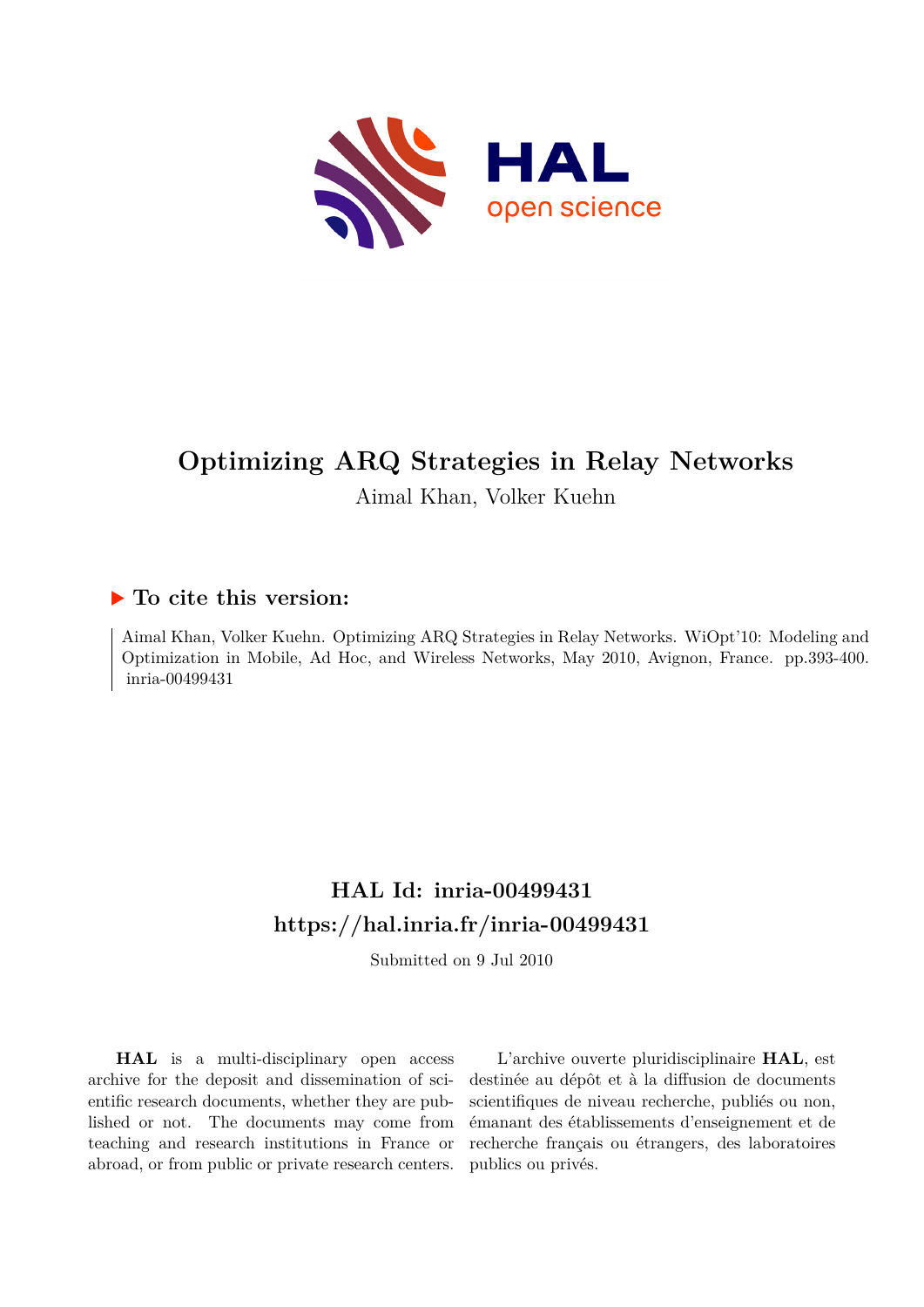# Optimizing ARQ Strategies in Relay Networks

Aimal Khan, Volker Kuehn

## ▶ To cite this version:

Aimal Khan, Volker Kuehn. Optimizing ARQ Strategies in Relay Networks. WiOpt'10: Modeling and Optimization in Mobile, Ad Hoc, and Wireless Networks, May 2010, Avignon, France. pp.393-400. inria-00499431

## HAL Id: inria-00499431

## https://hal.inria.fr/inria-00499431

Submitted on 9 Jul 2010

**HAL** is a multi-disciplinary open access archive for the deposit and dissemination of scientific research documents, whether they are published or not. The documents may come from teaching and research institutions in France or abroad, or from public or private research centers.

L'archive ouverte pluridisciplinaire **HAL**, est destinée au dépôt et à la diffusion de documents scientifiques de niveau recherche, publiés ou non, émanant des établissements d'enseignement et de recherche français ou étrangers, des laboratoires publics ou privés.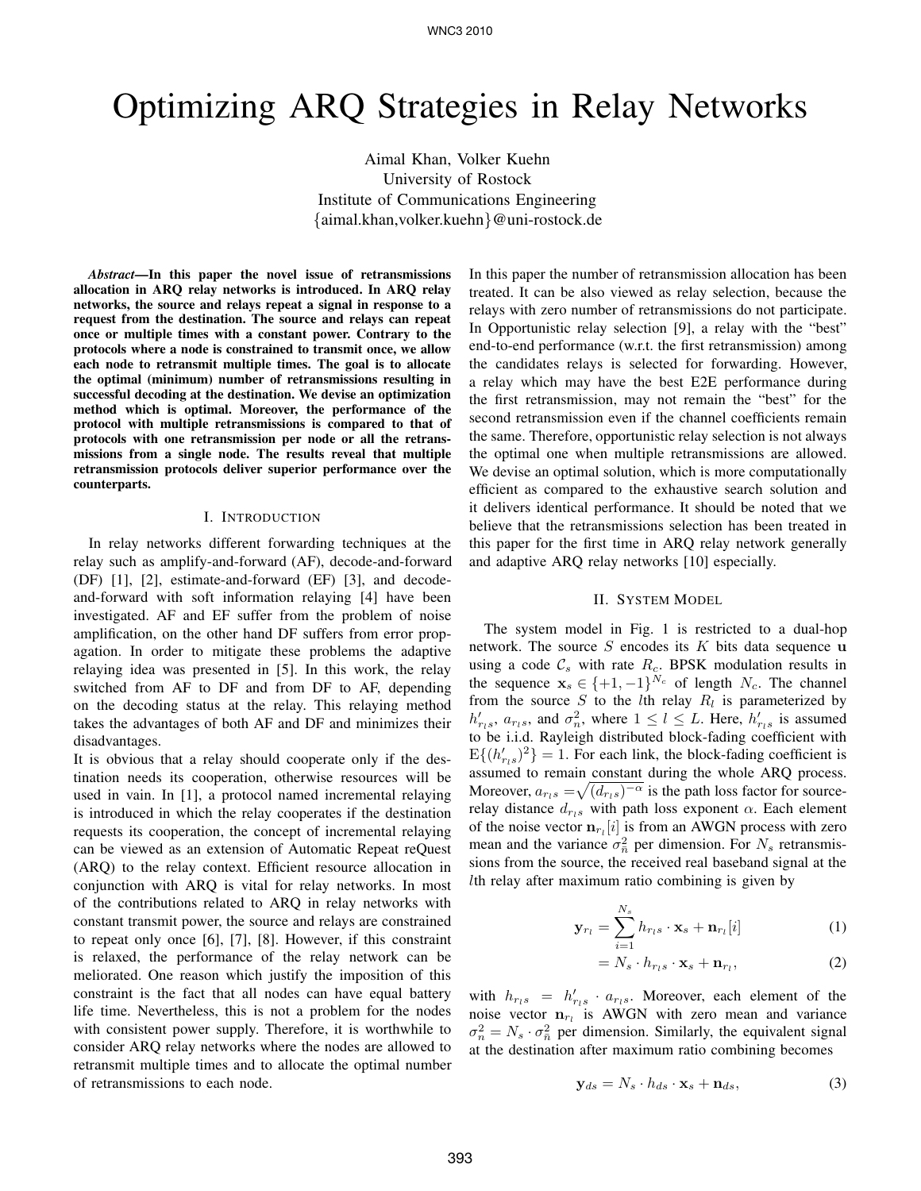# Optimizing ARQ Strategies in Relay Networks

Aimal Khan, Volker Kuehn
University of Rostock
Institute of Communications Engineering
{aimal.khan,volker.kuehn}@uni-rostock.de

***Abstract*—In this paper the novel issue of retransmissions allocation in ARQ relay networks is introduced. In ARQ relay networks, the source and relays repeat a signal in response to a request from the destination. The source and relays can repeat once or multiple times with a constant power. Contrary to the protocols where a node is constrained to transmit once, we allow each node to retransmit multiple times. The goal is to allocate the optimal (minimum) number of retransmissions resulting in successful decoding at the destination. We devise an optimization method which is optimal. Moreover, the performance of the protocol with multiple retransmissions is compared to that of protocols with one retransmission per node or all the retransmissions from a single node. The results reveal that multiple retransmission protocols deliver superior performance over the counterparts.**

## I. Introduction

In relay networks different forwarding techniques at the relay such as amplify-and-forward (AF), decode-and-forward (DF) [1], [2], estimate-and-forward (EF) [3], and decode-and-forward with soft information relaying [4] have been investigated. AF and EF suffer from the problem of noise amplification, on the other hand DF suffers from error propagation. In order to mitigate these problems the adaptive relaying idea was presented in [5]. In this work, the relay switched from AF to DF and from DF to AF, depending on the decoding status at the relay. This relaying method takes the advantages of both AF and DF and minimizes their disadvantages.

It is obvious that a relay should cooperate only if the destination needs its cooperation, otherwise resources will be used in vain. In [1], a protocol named incremental relaying is introduced in which the relay cooperates if the destination requests its cooperation, the concept of incremental relaying can be viewed as an extension of Automatic Repeat reQuest (ARQ) to the relay context. Efficient resource allocation in conjunction with ARQ is vital for relay networks. In most of the contributions related to ARQ in relay networks with constant transmit power, the source and relays are constrained to repeat only once [6], [7], [8]. However, if this constraint is relaxed, the performance of the relay network can be meliorated. One reason which justify the imposition of this constraint is the fact that all nodes can have equal battery life time. Nevertheless, this is not a problem for the nodes with consistent power supply. Therefore, it is worthwhile to consider ARQ relay networks where the nodes are allowed to retransmit multiple times and to allocate the optimal number of retransmissions to each node.

In this paper the number of retransmission allocation has been treated. It can be also viewed as relay selection, because the relays with zero number of retransmissions do not participate. In Opportunistic relay selection [9], a relay with the "best" end-to-end performance (w.r.t. the first retransmission) among the candidates relays is selected for forwarding. However, a relay which may have the best E2E performance during the first retransmission, may not remain the "best" for the second retransmission even if the channel coefficients remain the same. Therefore, opportunistic relay selection is not always the optimal one when multiple retransmissions are allowed. We devise an optimal solution, which is more computationally efficient as compared to the exhaustive search solution and it delivers identical performance. It should be noted that we believe that the retransmissions selection has been treated in this paper for the first time in ARQ relay network generally and adaptive ARQ relay networks [10] especially.

## II. System Model

The system model in Fig. 1 is restricted to a dual-hop network. The source $S$ encodes its $K$ bits data sequence $\mathbf{u}$ using a code $\mathcal{C}_s$ with rate $R_c$. BPSK modulation results in the sequence $\mathbf{x}_s \in \{+1, -1\}^{N_c}$ of length $N_c$. The channel from the source $S$ to the $l$th relay $R_l$ is parameterized by $h'_{r_l s}$, $a_{r_l s}$, and $\sigma_n^2$, where $1 \leq l \leq L$. Here, $h'_{r_l s}$ is assumed to be i.i.d. Rayleigh distributed block-fading coefficient with $\mathrm{E}\{(h'_{r_l s})^2\} = 1$. For each link, the block-fading coefficient is assumed to remain constant during the whole ARQ process. Moreover, $a_{r_l s} = \sqrt{(d_{r_l s})^{-\alpha}}$ is the path loss factor for source-relay distance $d_{r_l s}$ with path loss exponent $\alpha$. Each element of the noise vector $\mathbf{n}_{r_l}[i]$ is from an AWGN process with zero mean and the variance $\sigma_{\bar{n}}^2$ per dimension. For $N_s$ retransmissions from the source, the received real baseband signal at the $l$th relay after maximum ratio combining is given by

$$\mathbf{y}_{r_l} = \sum_{i=1}^{N_s} h_{r_l s} \cdot \mathbf{x}_s + \mathbf{n}_{r_l}[i] \tag{1}$$

$$= N_s \cdot h_{r_l s} \cdot \mathbf{x}_s + \mathbf{n}_{r_l}, \tag{2}$$

with $h_{r_l s} = h'_{r_l s} \cdot a_{r_l s}$. Moreover, each element of the noise vector $\mathbf{n}_{r_l}$ is AWGN with zero mean and variance $\sigma_n^2 = N_s \cdot \sigma_{\bar{n}}^2$ per dimension. Similarly, the equivalent signal at the destination after maximum ratio combining becomes

$$\mathbf{y}_{ds} = N_s \cdot h_{ds} \cdot \mathbf{x}_s + \mathbf{n}_{ds}, \tag{3}$$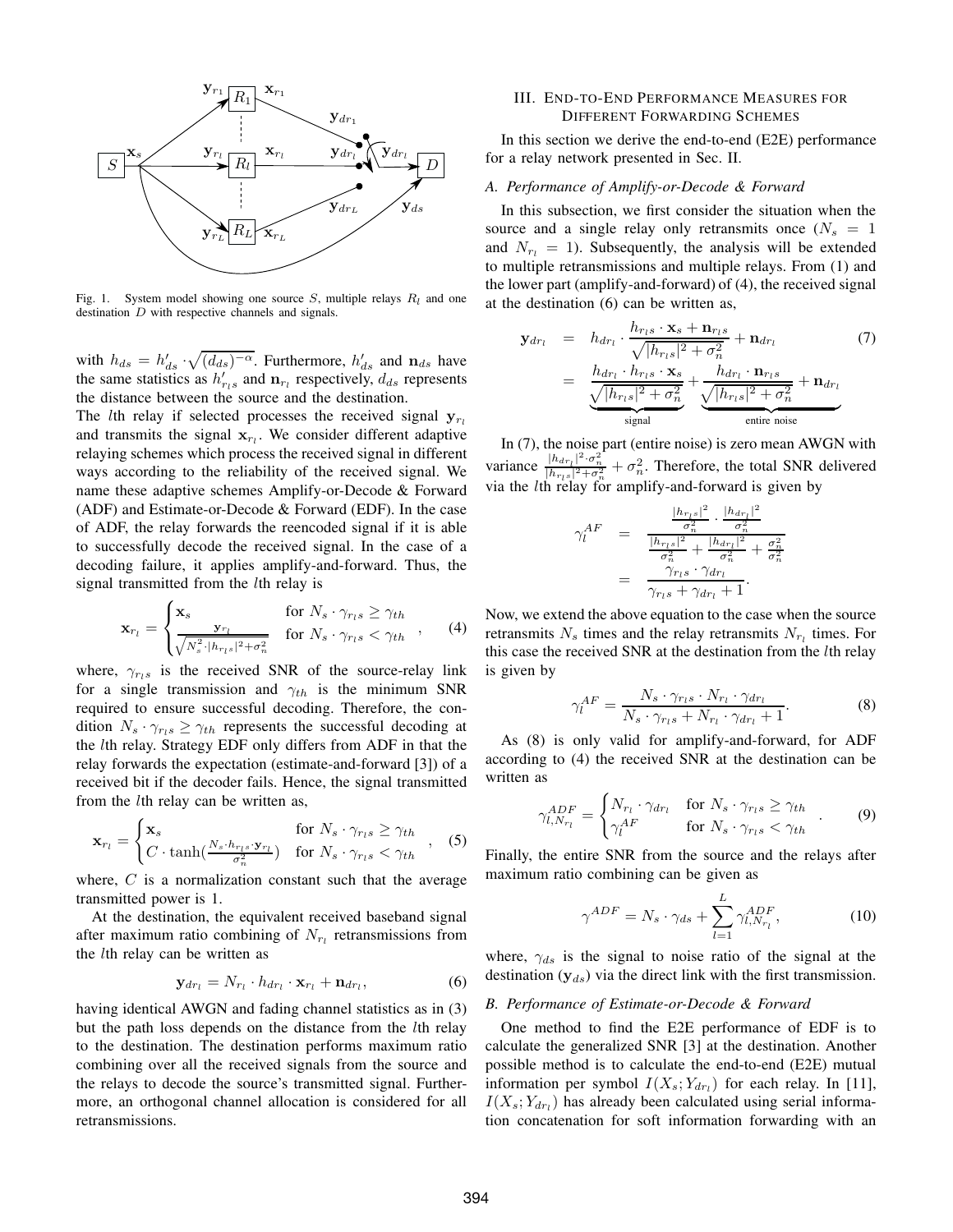Fig. 1. System model showing one source $S$, multiple relays $R_l$ and one destination $D$ with respective channels and signals.

with $h_{ds} = h'_{ds} \cdot \sqrt{(d_{ds})^{-\alpha}}$. Furthermore, $h'_{ds}$ and $\mathbf{n}_{ds}$ have the same statistics as $h'_{r_l s}$ and $\mathbf{n}_{r_l}$ respectively, $d_{ds}$ represents the distance between the source and the destination.

The $l$th relay if selected processes the received signal $\mathbf{y}_{r_l}$ and transmits the signal $\mathbf{x}_{r_l}$. We consider different adaptive relaying schemes which process the received signal in different ways according to the reliability of the received signal. We name these adaptive schemes Amplify-or-Decode & Forward (ADF) and Estimate-or-Decode & Forward (EDF). In the case of ADF, the relay forwards the reencoded signal if it is able to successfully decode the received signal. In the case of a decoding failure, it applies amplify-and-forward. Thus, the signal transmitted from the $l$th relay is

$$\mathbf{x}_{r_l} = \begin{cases} \mathbf{x}_s & \text{for } N_s \cdot \gamma_{r_l s} \geq \gamma_{th} \\ \frac{\mathbf{y}_{r_l}}{\sqrt{N_s^2 \cdot |h_{r_l s}|^2 + \sigma_n^2}} & \text{for } N_s \cdot \gamma_{r_l s} < \gamma_{th} \end{cases}, \quad (4)$$

where, $\gamma_{r_l s}$ is the received SNR of the source-relay link for a single transmission and $\gamma_{th}$ is the minimum SNR required to ensure successful decoding. Therefore, the condition $N_s \cdot \gamma_{r_l s} \geq \gamma_{th}$ represents the successful decoding at the $l$th relay. Strategy EDF only differs from ADF in that the relay forwards the expectation (estimate-and-forward [3]) of a received bit if the decoder fails. Hence, the signal transmitted from the $l$th relay can be written as,

$$\mathbf{x}_{r_l} = \begin{cases} \mathbf{x}_s & \text{for } N_s \cdot \gamma_{r_l s} \geq \gamma_{th} \\ C \cdot \tanh\left(\frac{N_s \cdot h_{r_l s} \cdot \mathbf{y}_{r_l}}{\sigma_n^2}\right) & \text{for } N_s \cdot \gamma_{r_l s} < \gamma_{th} \end{cases}, \quad (5)$$

where, $C$ is a normalization constant such that the average transmitted power is 1.

At the destination, the equivalent received baseband signal after maximum ratio combining of $N_{r_l}$ retransmissions from the $l$th relay can be written as

$$\mathbf{y}_{dr_l} = N_{r_l} \cdot h_{dr_l} \cdot \mathbf{x}_{r_l} + \mathbf{n}_{dr_l}, \quad (6)$$

having identical AWGN and fading channel statistics as in (3) but the path loss depends on the distance from the $l$th relay to the destination. The destination performs maximum ratio combining over all the received signals from the source and the relays to decode the source's transmitted signal. Furthermore, an orthogonal channel allocation is considered for all retransmissions.

## III. End-to-End Performance Measures for Different Forwarding Schemes

In this section we derive the end-to-end (E2E) performance for a relay network presented in Sec. II.

### A. Performance of Amplify-or-Decode & Forward

In this subsection, we first consider the situation when the source and a single relay only retransmits once ($N_s = 1$ and $N_{r_l} = 1$). Subsequently, the analysis will be extended to multiple retransmissions and multiple relays. From (1) and the lower part (amplify-and-forward) of (4), the received signal at the destination (6) can be written as,

$$\begin{aligned} \mathbf{y}_{dr_l} &= h_{dr_l} \cdot \frac{h_{r_l s} \cdot \mathbf{x}_s + \mathbf{n}_{r_l s}}{\sqrt{|h_{r_l s}|^2 + \sigma_n^2}} + \mathbf{n}_{dr_l} \\ &= \underbrace{\frac{h_{dr_l} \cdot h_{r_l s} \cdot \mathbf{x}_s}{\sqrt{|h_{r_l s}|^2 + \sigma_n^2}}}_{\text{signal}} + \underbrace{\frac{h_{dr_l} \cdot \mathbf{n}_{r_l s}}{\sqrt{|h_{r_l s}|^2 + \sigma_n^2}} + \mathbf{n}_{dr_l}}_{\text{entire noise}} \end{aligned} \quad (7)$$

In (7), the noise part (entire noise) is zero mean AWGN with variance $\frac{|h_{dr_l}|^2 \cdot \sigma_n^2}{|h_{r_l s}|^2 + \sigma_n^2} + \sigma_n^2$. Therefore, the total SNR delivered via the $l$th relay for amplify-and-forward is given by

$$\begin{aligned} \gamma_l^{AF} &= \frac{\frac{|h_{r_l s}|^2}{\sigma_n^2} \cdot \frac{|h_{dr_l}|^2}{\sigma_n^2}}{\frac{|h_{r_l s}|^2}{\sigma_n^2} + \frac{|h_{dr_l}|^2}{\sigma_n^2} + \frac{\sigma_n^2}{\sigma_n^2}} \\ &= \frac{\gamma_{r_l s} \cdot \gamma_{dr_l}}{\gamma_{r_l s} + \gamma_{dr_l} + 1}. \end{aligned}$$

Now, we extend the above equation to the case when the source retransmits $N_s$ times and the relay retransmits $N_{r_l}$ times. For this case the received SNR at the destination from the $l$th relay is given by

$$\gamma_l^{AF} = \frac{N_s \cdot \gamma_{r_l s} \cdot N_{r_l} \cdot \gamma_{dr_l}}{N_s \cdot \gamma_{r_l s} + N_{r_l} \cdot \gamma_{dr_l} + 1}. \quad (8)$$

As (8) is only valid for amplify-and-forward, for ADF according to (4) the received SNR at the destination can be written as

$$\gamma_{l,N_{r_l}}^{ADF} = \begin{cases} N_{r_l} \cdot \gamma_{dr_l} & \text{for } N_s \cdot \gamma_{r_l s} \geq \gamma_{th} \\ \gamma_l^{AF} & \text{for } N_s \cdot \gamma_{r_l s} < \gamma_{th} \end{cases}. \quad (9)$$

Finally, the entire SNR from the source and the relays after maximum ratio combining can be given as

$$\gamma^{ADF} = N_s \cdot \gamma_{ds} + \sum_{l=1}^{L} \gamma_{l,N_{r_l}}^{ADF}, \quad (10)$$

where, $\gamma_{ds}$ is the signal to noise ratio of the signal at the destination ($\mathbf{y}_{ds}$) via the direct link with the first transmission.

### B. Performance of Estimate-or-Decode & Forward

One method to find the E2E performance of EDF is to calculate the generalized SNR [3] at the destination. Another possible method is to calculate the end-to-end (E2E) mutual information per symbol $I(X_s; Y_{dr_l})$ for each relay. In [11], $I(X_s; Y_{dr_l})$ has already been calculated using serial information concatenation for soft information forwarding with an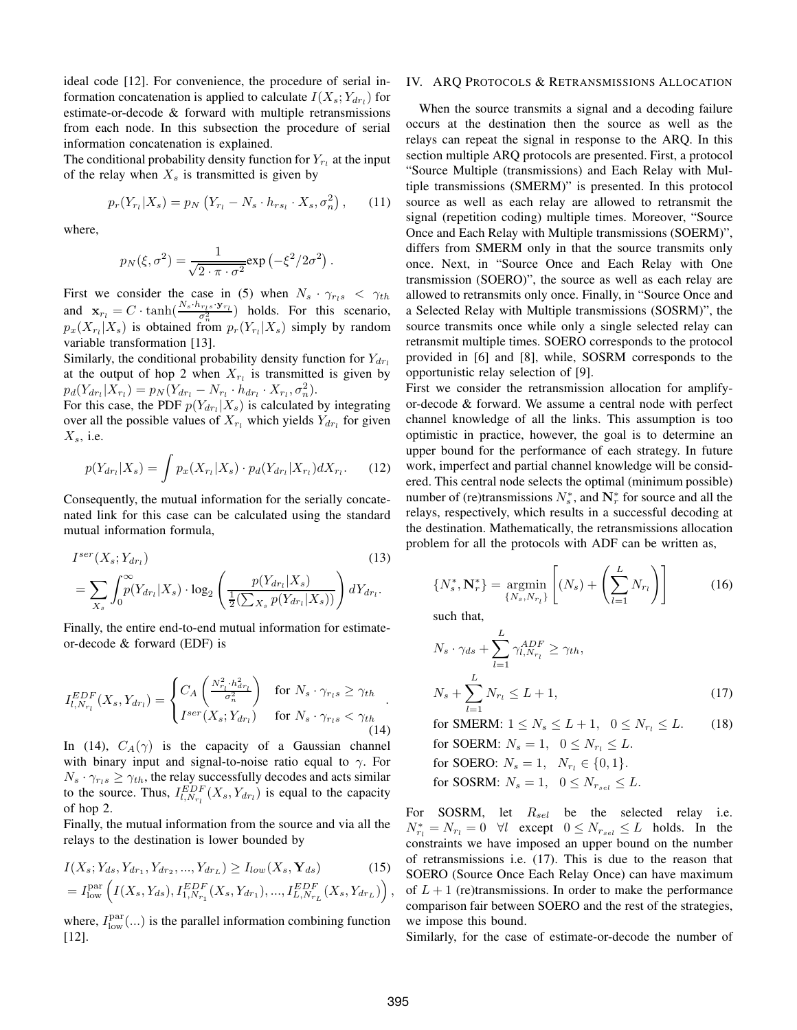ideal code [12]. For convenience, the procedure of serial information concatenation is applied to calculate $I(X_s; Y_{dr_l})$ for estimate-or-decode & forward with multiple retransmissions from each node. In this subsection the procedure of serial information concatenation is explained.

The conditional probability density function for $Y_{r_l}$ at the input of the relay when $X_s$ is transmitted is given by

$$p_r(Y_{r_l}|X_s) = p_N\left(Y_{r_l} - N_s \cdot h_{rs_l} \cdot X_s, \sigma_n^2\right), \tag{11}$$

where,

$$p_N(\xi, \sigma^2) = \frac{1}{\sqrt{2 \cdot \pi \cdot \sigma^2}} \exp\left(-\xi^2/2\sigma^2\right).$$

First we consider the case in (5) when $N_s \cdot \gamma_{r_l s} < \gamma_{th}$ and $\mathbf{x}_{r_l} = C \cdot \tanh(\frac{N_s \cdot h_{r_l s} \cdot \mathbf{y}_{r_l}}{\sigma_n^2})$ holds. For this scenario, $p_x(X_{r_l}|X_s)$ is obtained from $p_r(Y_{r_l}|X_s)$ simply by random variable transformation [13].

Similarly, the conditional probability density function for $Y_{dr_l}$ at the output of hop 2 when $X_{r_l}$ is transmitted is given by $p_d(Y_{dr_l}|X_{r_l}) = p_N(Y_{dr_l} - N_{r_l} \cdot h_{dr_l} \cdot X_{r_l}, \sigma_n^2)$.

For this case, the PDF $p(Y_{dr_l}|X_s)$ is calculated by integrating over all the possible values of $X_{r_l}$ which yields $Y_{dr_l}$ for given $X_s$, i.e.

$$p(Y_{dr_l}|X_s) = \int p_x(X_{r_l}|X_s) \cdot p_d(Y_{dr_l}|X_{r_l}) dX_{r_l}. \tag{12}$$

Consequently, the mutual information for the serially concatenated link for this case can be calculated using the standard mutual information formula,

$$\begin{aligned} &I^{ser}(X_s; Y_{dr_l}) \qquad (13) \\ &= \sum_{X_s} \int_0^\infty p(Y_{dr_l}|X_s) \cdot \log_2\left(\frac{p(Y_{dr_l}|X_s)}{\frac{1}{2}(\sum_{X_s} p(Y_{dr_l}|X_s))}\right) dY_{dr_l}. \end{aligned}$$

Finally, the entire end-to-end mutual information for estimate-or-decode & forward (EDF) is

$$I_{l,N_{r_l}}^{EDF}(X_s, Y_{dr_l}) = \begin{cases} C_A\left(\frac{N_{r_l}^2 \cdot h_{dr_l}^2}{\sigma_n^2}\right) & \text{for } N_s \cdot \gamma_{r_l s} \geq \gamma_{th} \\ I^{ser}(X_s; Y_{dr_l}) & \text{for } N_s \cdot \gamma_{r_l s} < \gamma_{th} \end{cases}. \tag{14}$$

In (14), $C_A(\gamma)$ is the capacity of a Gaussian channel with binary input and signal-to-noise ratio equal to $\gamma$. For $N_s \cdot \gamma_{r_l s} \geq \gamma_{th}$, the relay successfully decodes and acts similar to the source. Thus, $I_{l,N_{r_l}}^{EDF}(X_s, Y_{dr_l})$ is equal to the capacity of hop 2.

Finally, the mutual information from the source and via all the relays to the destination is lower bounded by

$$\begin{aligned} &I(X_s; Y_{ds}, Y_{dr_1}, Y_{dr_2}, ..., Y_{dr_L}) \geq I_{low}(X_s, \mathbf{Y}_{ds}) \qquad (15) \\ &= I_{\text{low}}^{\text{par}}\left(I(X_s, Y_{ds}), I_{1,N_{r_1}}^{EDF}(X_s, Y_{dr_1}), ..., I_{L,N_{r_L}}^{EDF}(X_s, Y_{dr_L})\right), \end{aligned}$$

where, $I_{\text{low}}^{\text{par}}(...)$ is the parallel information combining function [12].

## IV. ARQ Protocols & Retransmissions Allocation

When the source transmits a signal and a decoding failure occurs at the destination then the source as well as the relays can repeat the signal in response to the ARQ. In this section multiple ARQ protocols are presented. First, a protocol "Source Multiple (transmissions) and Each Relay with Multiple transmissions (SMERM)" is presented. In this protocol source as well as each relay are allowed to retransmit the signal (repetition coding) multiple times. Moreover, "Source Once and Each Relay with Multiple transmissions (SOERM)", differs from SMERM only in that the source transmits only once. Next, in "Source Once and Each Relay with One transmission (SOERO)", the source as well as each relay are allowed to retransmit only once. Finally, in "Source Once and a Selected Relay with Multiple transmissions (SOSRM)", the source transmits once while only a single selected relay can retransmit multiple times. SOERO corresponds to the protocol provided in [6] and [8], while, SOSRM corresponds to the opportunistic relay selection of [9].

First we consider the retransmission allocation for amplify-or-decode & forward. We assume a central node with perfect channel knowledge of all the links. This assumption is too optimistic in practice, however, the goal is to determine an upper bound for the performance of each strategy. In future work, imperfect and partial channel knowledge will be considered. This central node selects the optimal (minimum possible) number of (re)transmissions $N_s^*$, and $\mathbf{N}_r^*$ for source and all the relays, respectively, which results in a successful decoding at the destination. Mathematically, the retransmissions allocation problem for all the protocols with ADF can be written as,

$$\{N_s^*, \mathbf{N}_r^*\} = \underset{\{N_s, N_{r_l}\}}{\operatorname{argmin}} \left[(N_s) + \left(\sum_{l=1}^{L} N_{r_l}\right)\right] \tag{16}$$

such that,

$$N_s \cdot \gamma_{ds} + \sum_{l=1}^{L} \gamma_{l,N_{r_l}}^{ADF} \geq \gamma_{th},$$

$$N_s + \sum_{l=1}^{L} N_{r_l} \leq L + 1, \tag{17}$$

$$\text{for SMERM: } 1 \leq N_s \leq L+1, \quad 0 \leq N_{r_l} \leq L. \tag{18}$$

$$\text{for SOERM: } N_s = 1, \quad 0 \leq N_{r_l} \leq L.$$

$$\text{for SOERO: } N_s = 1, \quad N_{r_l} \in \{0, 1\}.$$

$$\text{for SOSRM: } N_s = 1, \quad 0 \leq N_{r_{sel}} \leq L.$$

For SOSRM, let $R_{sel}$ be the selected relay i.e. $N_{r_l}^* = N_{r_l} = 0 \ \ \forall l$ except $0 \leq N_{r_{sel}} \leq L$ holds. In the constraints we have imposed an upper bound on the number of retransmissions i.e. (17). This is due to the reason that SOERO (Source Once Each Relay Once) can have maximum of $L+1$ (re)transmissions. In order to make the performance comparison fair between SOERO and the rest of the strategies, we impose this bound.

Similarly, for the case of estimate-or-decode the number of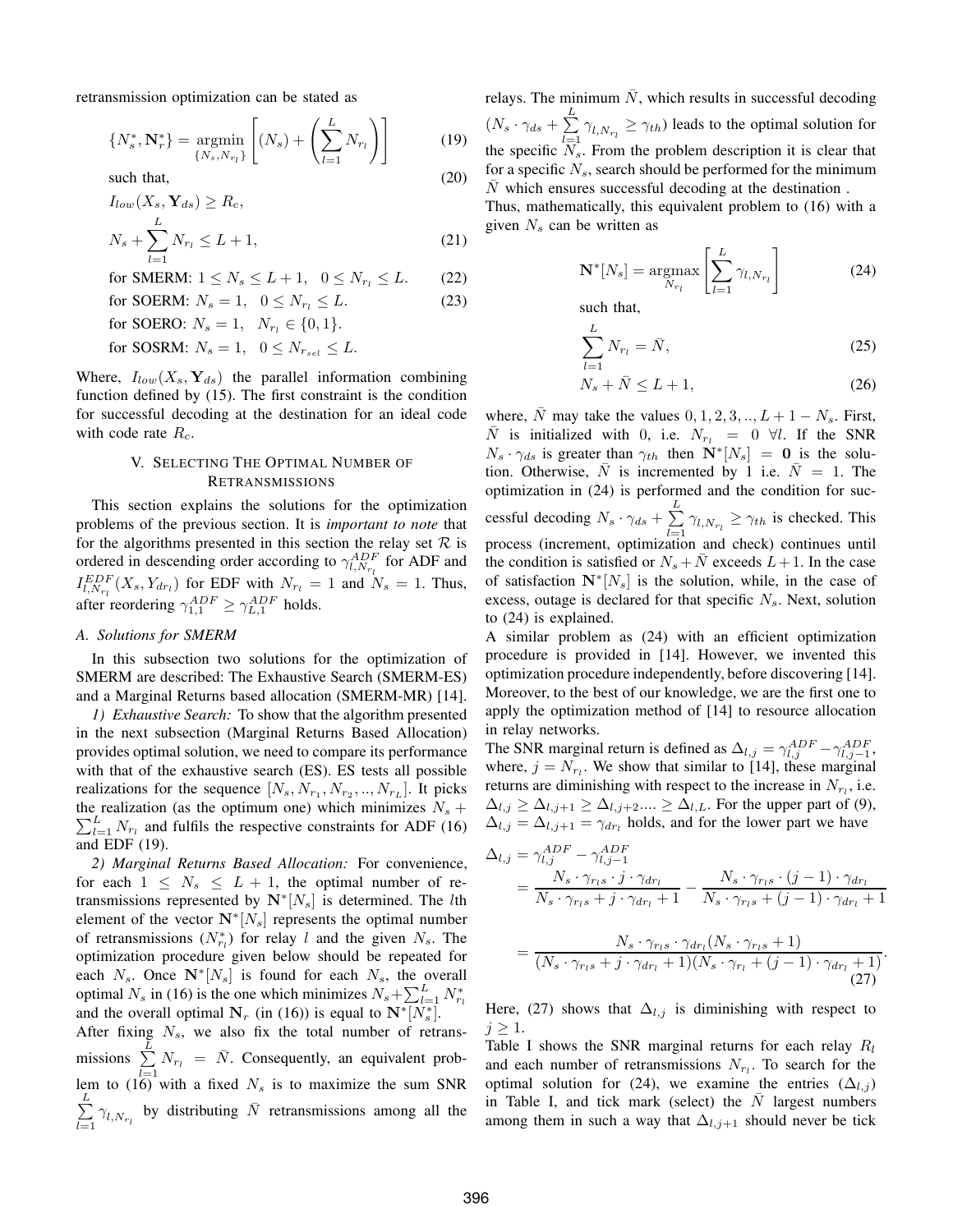retransmission optimization can be stated as

$$\{N_s^*, \mathbf{N}_r^*\} = \underset{\{N_s, N_{r_l}\}}{\operatorname{argmin}} \left[ (N_s) + \left( \sum_{l=1}^{L} N_{r_l} \right) \right] \tag{19}$$

such that, (20)

$$I_{low}(X_s, \mathbf{Y}_{ds}) \geq R_c,$$

$$N_s + \sum_{l=1}^{L} N_{r_l} \leq L+1, \tag{21}$$

for SMERM: $1 \leq N_s \leq L+1, \quad 0 \leq N_{r_l} \leq L.$ (22)

for SOERM: $N_s = 1, \quad 0 \leq N_{r_l} \leq L.$ (23)

for SOERO: $N_s = 1, \quad N_{r_l} \in \{0, 1\}.$

for SOSRM: $N_s = 1, \quad 0 \leq N_{r_{sel}} \leq L.$

Where, $I_{low}(X_s, \mathbf{Y}_{ds})$ the parallel information combining function defined by (15). The first constraint is the condition for successful decoding at the destination for an ideal code with code rate $R_c$.

## V. Selecting The Optimal Number of Retransmissions

This section explains the solutions for the optimization problems of the previous section. It is *important to note* that for the algorithms presented in this section the relay set $\mathcal{R}$ is ordered in descending order according to $\gamma_{l,N_{r_l}}^{ADF}$ for ADF and $I_{l,N_{r_l}}^{EDF}(X_s, Y_{dr_l})$ for EDF with $N_{r_l} = 1$ and $N_s = 1$. Thus, after reordering $\gamma_{1,1}^{ADF} \geq \gamma_{L,1}^{ADF}$ holds.

### A. Solutions for SMERM

In this subsection two solutions for the optimization of SMERM are described: The Exhaustive Search (SMERM-ES) and a Marginal Returns based allocation (SMERM-MR) [14].

*1) Exhaustive Search:* To show that the algorithm presented in the next subsection (Marginal Returns Based Allocation) provides optimal solution, we need to compare its performance with that of the exhaustive search (ES). ES tests all possible realizations for the sequence $[N_s, N_{r_1}, N_{r_2}, .., N_{r_L}]$. It picks the realization (as the optimum one) which minimizes $N_s + \sum_{l=1}^{L} N_{r_l}$ and fulfils the respective constraints for ADF (16) and EDF (19).

*2) Marginal Returns Based Allocation:* For convenience, for each $1 \leq N_s \leq L+1$, the optimal number of retransmissions represented by $\mathbf{N}^*[N_s]$ is determined. The $l$th element of the vector $\mathbf{N}^*[N_s]$ represents the optimal number of retransmissions ($N_{r_l}^*$) for relay $l$ and the given $N_s$. The optimization procedure given below should be repeated for each $N_s$. Once $\mathbf{N}^*[N_s]$ is found for each $N_s$, the overall optimal $N_s$ in (16) is the one which minimizes $N_s + \sum_{l=1}^{L} N_{r_l}^*$ and the overall optimal $\mathbf{N}_r$ (in (16)) is equal to $\mathbf{N}^*[N_s^*]$.

After fixing $N_s$, we also fix the total number of retransmissions $\sum_{l=1}^{L} N_{r_l} = \bar{N}$. Consequently, an equivalent problem to (16) with a fixed $N_s$ is to maximize the sum SNR $\sum_{l=1}^{L} \gamma_{l,N_{r_l}}$ by distributing $\bar{N}$ retransmissions among all the relays. The minimum $\bar{N}$, which results in successful decoding ($N_s \cdot \gamma_{ds} + \sum_{l=1}^{L} \gamma_{l,N_{r_l}} \geq \gamma_{th}$) leads to the optimal solution for the specific $N_s$. From the problem description it is clear that for a specific $N_s$, search should be performed for the minimum $\bar{N}$ which ensures successful decoding at the destination .

Thus, mathematically, this equivalent problem to (16) with a given $N_s$ can be written as

$$\mathbf{N}^*[N_s] = \underset{N_{r_l}}{\operatorname{argmax}} \left[ \sum_{l=1}^{L} \gamma_{l,N_{r_l}} \right] \tag{24}$$

such that,

$$\sum_{l=1}^{L} N_{r_l} = \bar{N}, \tag{25}$$

$$N_s + \bar{N} \leq L+1, \tag{26}$$

where, $\bar{N}$ may take the values $0, 1, 2, 3, .., L+1-N_s$. First, $\bar{N}$ is initialized with 0, i.e. $N_{r_l} = 0 \ \forall l$. If the SNR $N_s \cdot \gamma_{ds}$ is greater than $\gamma_{th}$ then $\mathbf{N}^*[N_s] = \mathbf{0}$ is the solution. Otherwise, $\bar{N}$ is incremented by 1 i.e. $\bar{N} = 1$. The optimization in (24) is performed and the condition for successful decoding $N_s \cdot \gamma_{ds} + \sum_{l=1}^{L} \gamma_{l,N_{r_l}} \geq \gamma_{th}$ is checked. This process (increment, optimization and check) continues until the condition is satisfied or $N_s + \bar{N}$ exceeds $L+1$. In the case of satisfaction $\mathbf{N}^*[N_s]$ is the solution, while, in the case of excess, outage is declared for that specific $N_s$. Next, solution to (24) is explained.

A similar problem as (24) with an efficient optimization procedure is provided in [14]. However, we invented this optimization procedure independently, before discovering [14]. Moreover, to the best of our knowledge, we are the first one to apply the optimization method of [14] to resource allocation in relay networks.

The SNR marginal return is defined as $\Delta_{l,j} = \gamma_{l,j}^{ADF} - \gamma_{l,j-1}^{ADF}$, where, $j = N_{r_l}$. We show that similar to [14], these marginal returns are diminishing with respect to the increase in $N_{r_l}$, i.e. $\Delta_{l,j} \geq \Delta_{l,j+1} \geq \Delta_{l,j+2} .... \geq \Delta_{l,L}$. For the upper part of (9), $\Delta_{l,j} = \Delta_{l,j+1} = \gamma_{dr_l}$ holds, and for the lower part we have

$$\begin{aligned}
\Delta_{l,j} &= \gamma_{l,j}^{ADF} - \gamma_{l,j-1}^{ADF} \\
&= \frac{N_s \cdot \gamma_{r_l s} \cdot j \cdot \gamma_{dr_l}}{N_s \cdot \gamma_{r_l s} + j \cdot \gamma_{dr_l} + 1} - \frac{N_s \cdot \gamma_{r_l s} \cdot (j-1) \cdot \gamma_{dr_l}}{N_s \cdot \gamma_{r_l s} + (j-1) \cdot \gamma_{dr_l} + 1} \\
&= \frac{N_s \cdot \gamma_{r_l s} \cdot \gamma_{dr_l}(N_s \cdot \gamma_{r_l s} + 1)}{(N_s \cdot \gamma_{r_l s} + j \cdot \gamma_{dr_l} + 1)(N_s \cdot \gamma_{r_l} + (j-1) \cdot \gamma_{dr_l} + 1)}.
\end{aligned} \tag{27}$$

Here, (27) shows that $\Delta_{l,j}$ is diminishing with respect to $j \geq 1$.

Table I shows the SNR marginal returns for each relay $R_l$ and each number of retransmissions $N_{r_l}$. To search for the optimal solution for (24), we examine the entries ($\Delta_{l,j}$) in Table I, and tick mark (select) the $\bar{N}$ largest numbers among them in such a way that $\Delta_{l,j+1}$ should never be tick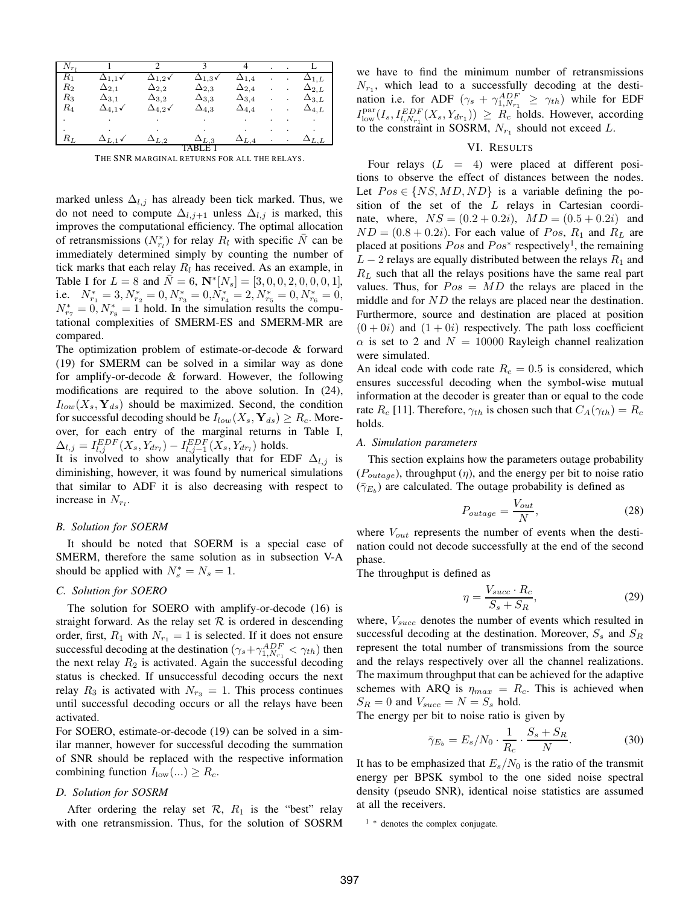| $N_{r_l}$ | 1 | 2 | 3 | 4 | . | . | L |
|---|---|---|---|---|---|---|---|
| $R_1$ | $\Delta_{1,1}$✓ | $\Delta_{1,2}$✓ | $\Delta_{1,3}$✓ | $\Delta_{1,4}$ | . | . | $\Delta_{1,L}$ |
| $R_2$ | $\Delta_{2,1}$ | $\Delta_{2,2}$ | $\Delta_{2,3}$ | $\Delta_{2,4}$ | . | . | $\Delta_{2,L}$ |
| $R_3$ | $\Delta_{3,1}$ | $\Delta_{3,2}$ | $\Delta_{3,3}$ | $\Delta_{3,4}$ | . | . | $\Delta_{3,L}$ |
| $R_4$ | $\Delta_{4,1}$✓ | $\Delta_{4,2}$✓ | $\Delta_{4,3}$ | $\Delta_{4,4}$ | . | . | $\Delta_{4,L}$ |
| . | . | . | . | . | . | . | . |
| . | . | . | . | . | . | . | . |
| $R_L$ | $\Delta_{L,1}$✓ | $\Delta_{L,2}$ | $\Delta_{L,3}$ | $\Delta_{L,4}$ | . | . | $\Delta_{L,L}$ |

TABLE I

THE SNR MARGINAL RETURNS FOR ALL THE RELAYS.

marked unless $\Delta_{l,j}$ has already been tick marked. Thus, we do not need to compute $\Delta_{l,j+1}$ unless $\Delta_{l,j}$ is marked, this improves the computational efficiency. The optimal allocation of retransmissions ($N^*_{r_l}$) for relay $R_l$ with specific $\bar{N}$ can be immediately determined simply by counting the number of tick marks that each relay $R_l$ has received. As an example, in Table I for $L = 8$ and $\bar{N} = 6$, $\mathbf{N}^*[N_s] = [3, 0, 0, 2, 0, 0, 0, 1]$, i.e. $N^*_{r_1} = 3, N^*_{r_2} = 0, N^*_{r_3} = 0, N^*_{r_4} = 2, N^*_{r_5} = 0, N^*_{r_6} = 0, N^*_{r_7} = 0, N^*_{r_8} = 1$ hold. In the simulation results the computational complexities of SMERM-ES and SMERM-MR are compared.

The optimization problem of estimate-or-decode & forward (19) for SMERM can be solved in a similar way as done for amplify-or-decode & forward. However, the following modifications are required to the above solution. In (24), $I_{low}(X_s, \mathbf{Y}_{ds})$ should be maximized. Second, the condition for successful decoding should be $I_{low}(X_s, \mathbf{Y}_{ds}) \geq R_c$. Moreover, for each entry of the marginal returns in Table I, $\Delta_{l,j} = I^{EDF}_{l,j}(X_s, Y_{dr_l}) - I^{EDF}_{l,j-1}(X_s, Y_{dr_l})$ holds.

It is involved to show analytically that for EDF $\Delta_{l,j}$ is diminishing, however, it was found by numerical simulations that similar to ADF it is also decreasing with respect to increase in $N_{r_l}$.

### B. Solution for SOERM

It should be noted that SOERM is a special case of SMERM, therefore the same solution as in subsection V-A should be applied with $N^*_s = N_s = 1$.

### C. Solution for SOERO

The solution for SOERO with amplify-or-decode (16) is straight forward. As the relay set $\mathcal{R}$ is ordered in descending order, first, $R_1$ with $N_{r_1} = 1$ is selected. If it does not ensure successful decoding at the destination ($\gamma_s + \gamma^{ADF}_{1,N_{r_1}} < \gamma_{th}$) then the next relay $R_2$ is activated. Again the successful decoding status is checked. If unsuccessful decoding occurs the next relay $R_3$ is activated with $N_{r_3} = 1$. This process continues until successful decoding occurs or all the relays have been activated.

For SOERO, estimate-or-decode (19) can be solved in a similar manner, however for successful decoding the summation of SNR should be replaced with the respective information combining function $I_{\text{low}}(...) \geq R_c$.

### D. Solution for SOSRM

After ordering the relay set $\mathcal{R}$, $R_1$ is the "best" relay with one retransmission. Thus, for the solution of SOSRM we have to find the minimum number of retransmissions $N_{r_1}$, which lead to a successfully decoding at the destination i.e. for ADF ($\gamma_s + \gamma^{ADF}_{1,N_{r_1}} \geq \gamma_{th}$) while for EDF $I^{\text{par}}_{\text{low}}(I_s, I^{EDF}_{l,N_{r_1}}(X_s, Y_{dr_1})) \geq R_c$ holds. However, according to the constraint in SOSRM, $N_{r_1}$ should not exceed $L$.

## VI. RESULTS

Four relays ($L = 4$) were placed at different positions to observe the effect of distances between the nodes. Let $Pos \in \{NS, MD, ND\}$ is a variable defining the position of the set of the $L$ relays in Cartesian coordinate, where, $NS = (0.2 + 0.2i)$, $MD = (0.5 + 0.2i)$ and $ND = (0.8 + 0.2i)$. For each value of $Pos$, $R_1$ and $R_L$ are placed at positions $Pos$ and $Pos^*$ respectively[1], the remaining $L - 2$ relays are equally distributed between the relays $R_1$ and $R_L$ such that all the relays positions have the same real part values. Thus, for $Pos = MD$ the relays are placed in the middle and for $ND$ the relays are placed near the destination. Furthermore, source and destination are placed at position $(0 + 0i)$ and $(1 + 0i)$ respectively. The path loss coefficient $\alpha$ is set to 2 and $N = 10000$ Rayleigh channel realization were simulated.

An ideal code with code rate $R_c = 0.5$ is considered, which ensures successful decoding when the symbol-wise mutual information at the decoder is greater than or equal to the code rate $R_c$ [11]. Therefore, $\gamma_{th}$ is chosen such that $C_A(\gamma_{th}) = R_c$ holds.

### A. Simulation parameters

This section explains how the parameters outage probability ($P_{outage}$), throughput ($\eta$), and the energy per bit to noise ratio ($\bar{\gamma}_{E_b}$) are calculated. The outage probability is defined as

$$P_{outage} = \frac{V_{out}}{N}, \tag{28}$$

where $V_{out}$ represents the number of events when the destination could not decode successfully at the end of the second phase.

The throughput is defined as

$$\eta = \frac{V_{succ} \cdot R_c}{S_s + S_R}, \tag{29}$$

where, $V_{succ}$ denotes the number of events which resulted in successful decoding at the destination. Moreover, $S_s$ and $S_R$ represent the total number of transmissions from the source and the relays respectively over all the channel realizations. The maximum throughput that can be achieved for the adaptive schemes with ARQ is $\eta_{max} = R_c$. This is achieved when $S_R = 0$ and $V_{succ} = N = S_s$ hold.

The energy per bit to noise ratio is given by

$$\bar{\gamma}_{E_b} = E_s/N_0 \cdot \frac{1}{R_c} \cdot \frac{S_s + S_R}{N}. \tag{30}$$

It has to be emphasized that $E_s/N_0$ is the ratio of the transmit energy per BPSK symbol to the one sided noise spectral density (pseudo SNR), identical noise statistics are assumed at all the receivers.

[1] * denotes the complex conjugate.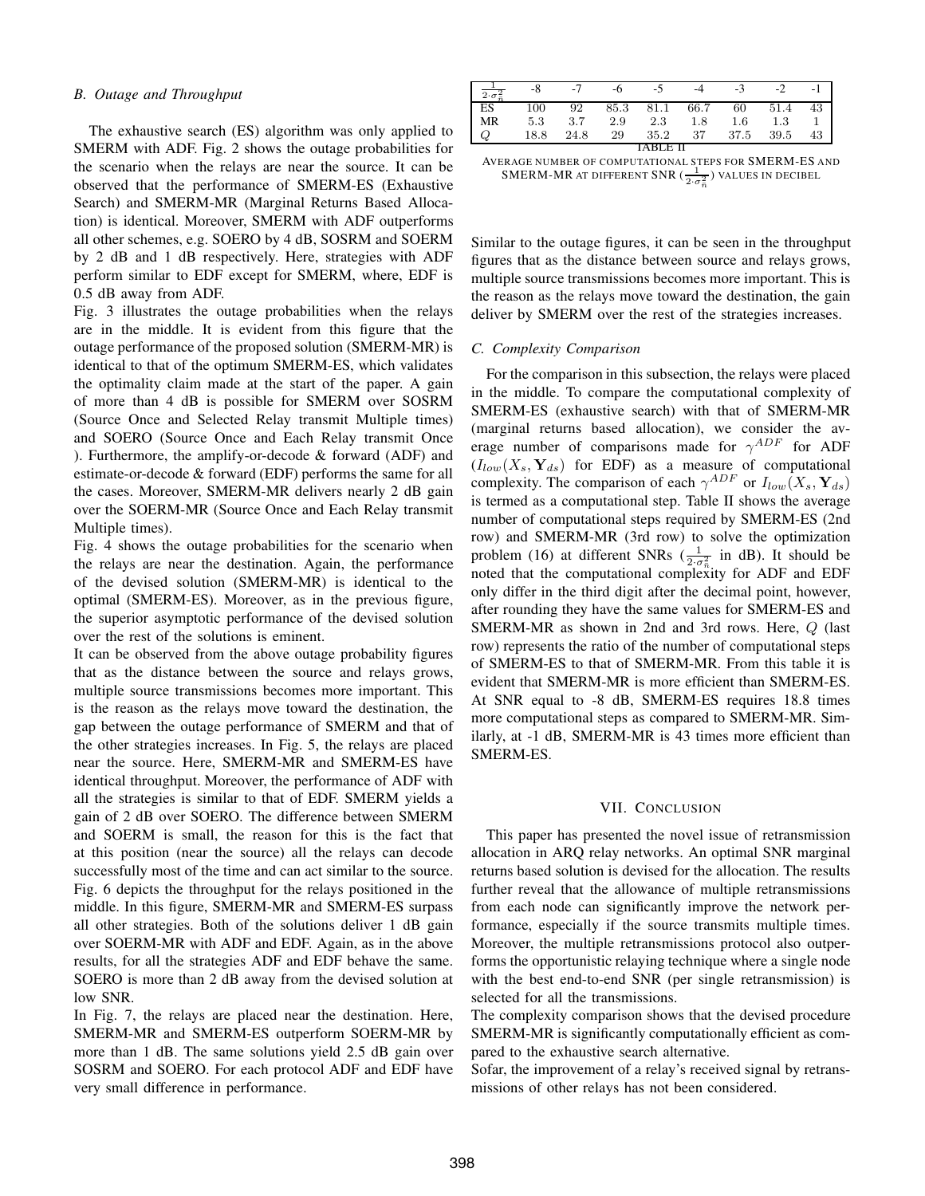### B. Outage and Throughput

The exhaustive search (ES) algorithm was only applied to SMERM with ADF. Fig. 2 shows the outage probabilities for the scenario when the relays are near the source. It can be observed that the performance of SMERM-ES (Exhaustive Search) and SMERM-MR (Marginal Returns Based Allocation) is identical. Moreover, SMERM with ADF outperforms all other schemes, e.g. SOERO by 4 dB, SOSRM and SOERM by 2 dB and 1 dB respectively. Here, strategies with ADF perform similar to EDF except for SMERM, where, EDF is 0.5 dB away from ADF.

Fig. 3 illustrates the outage probabilities when the relays are in the middle. It is evident from this figure that the outage performance of the proposed solution (SMERM-MR) is identical to that of the optimum SMERM-ES, which validates the optimality claim made at the start of the paper. A gain of more than 4 dB is possible for SMERM over SOSRM (Source Once and Selected Relay transmit Multiple times) and SOERO (Source Once and Each Relay transmit Once ). Furthermore, the amplify-or-decode & forward (ADF) and estimate-or-decode & forward (EDF) performs the same for all the cases. Moreover, SMERM-MR delivers nearly 2 dB gain over the SOERM-MR (Source Once and Each Relay transmit Multiple times).

Fig. 4 shows the outage probabilities for the scenario when the relays are near the destination. Again, the performance of the devised solution (SMERM-MR) is identical to the optimal (SMERM-ES). Moreover, as in the previous figure, the superior asymptotic performance of the devised solution over the rest of the solutions is eminent.

It can be observed from the above outage probability figures that as the distance between the source and relays grows, multiple source transmissions becomes more important. This is the reason as the relays move toward the destination, the gap between the outage performance of SMERM and that of the other strategies increases. In Fig. 5, the relays are placed near the source. Here, SMERM-MR and SMERM-ES have identical throughput. Moreover, the performance of ADF with all the strategies is similar to that of EDF. SMERM yields a gain of 2 dB over SOERO. The difference between SMERM and SOERM is small, the reason for this is the fact that at this position (near the source) all the relays can decode successfully most of the time and can act similar to the source.

Fig. 6 depicts the throughput for the relays positioned in the middle. In this figure, SMERM-MR and SMERM-ES surpass all other strategies. Both of the solutions deliver 1 dB gain over SOERM-MR with ADF and EDF. Again, as in the above results, for all the strategies ADF and EDF behave the same. SOERO is more than 2 dB away from the devised solution at low SNR.

In Fig. 7, the relays are placed near the destination. Here, SMERM-MR and SMERM-ES outperform SOERM-MR by more than 1 dB. The same solutions yield 2.5 dB gain over SOSRM and SOERO. For each protocol ADF and EDF have very small difference in performance.

| $\frac{1}{2\cdot\sigma_n^2}$ | -8 | -7 | -6 | -5 | -4 | -3 | -2 | -1 |
|---|---|---|---|---|---|---|---|---|
| ES | 100 | 92 | 85.3 | 81.1 | 66.7 | 60 | 51.4 | 43 |
| MR | 5.3 | 3.7 | 2.9 | 2.3 | 1.8 | 1.6 | 1.3 | 1 |
| $Q$ | 18.8 | 24.8 | 29 | 35.2 | 37 | 37.5 | 39.5 | 43 |

TABLE II

AVERAGE NUMBER OF COMPUTATIONAL STEPS FOR SMERM-ES AND SMERM-MR AT DIFFERENT SNR ($\frac{1}{2\cdot\sigma_n^2}$) VALUES IN DECIBEL

Similar to the outage figures, it can be seen in the throughput figures that as the distance between source and relays grows, multiple source transmissions becomes more important. This is the reason as the relays move toward the destination, the gain deliver by SMERM over the rest of the strategies increases.

### C. Complexity Comparison

For the comparison in this subsection, the relays were placed in the middle. To compare the computational complexity of SMERM-ES (exhaustive search) with that of SMERM-MR (marginal returns based allocation), we consider the average number of comparisons made for $\gamma^{ADF}$ for ADF ($I_{low}(X_s, \mathbf{Y}_{ds})$ for EDF) as a measure of computational complexity. The comparison of each $\gamma^{ADF}$ or $I_{low}(X_s, \mathbf{Y}_{ds})$ is termed as a computational step. Table II shows the average number of computational steps required by SMERM-ES (2nd row) and SMERM-MR (3rd row) to solve the optimization problem (16) at different SNRs ($\frac{1}{2\cdot\sigma_n^2}$ in dB). It should be noted that the computational complexity for ADF and EDF only differ in the third digit after the decimal point, however, after rounding they have the same values for SMERM-ES and SMERM-MR as shown in 2nd and 3rd rows. Here, $Q$ (last row) represents the ratio of the number of computational steps of SMERM-ES to that of SMERM-MR. From this table it is evident that SMERM-MR is more efficient than SMERM-ES. At SNR equal to -8 dB, SMERM-ES requires 18.8 times more computational steps as compared to SMERM-MR. Similarly, at -1 dB, SMERM-MR is 43 times more efficient than SMERM-ES.

## VII. CONCLUSION

This paper has presented the novel issue of retransmission allocation in ARQ relay networks. An optimal SNR marginal returns based solution is devised for the allocation. The results further reveal that the allowance of multiple retransmissions from each node can significantly improve the network performance, especially if the source transmits multiple times. Moreover, the multiple retransmissions protocol also outperforms the opportunistic relaying technique where a single node with the best end-to-end SNR (per single retransmission) is selected for all the transmissions.

The complexity comparison shows that the devised procedure SMERM-MR is significantly computationally efficient as compared to the exhaustive search alternative.

Sofar, the improvement of a relay's received signal by retransmissions of other relays has not been considered.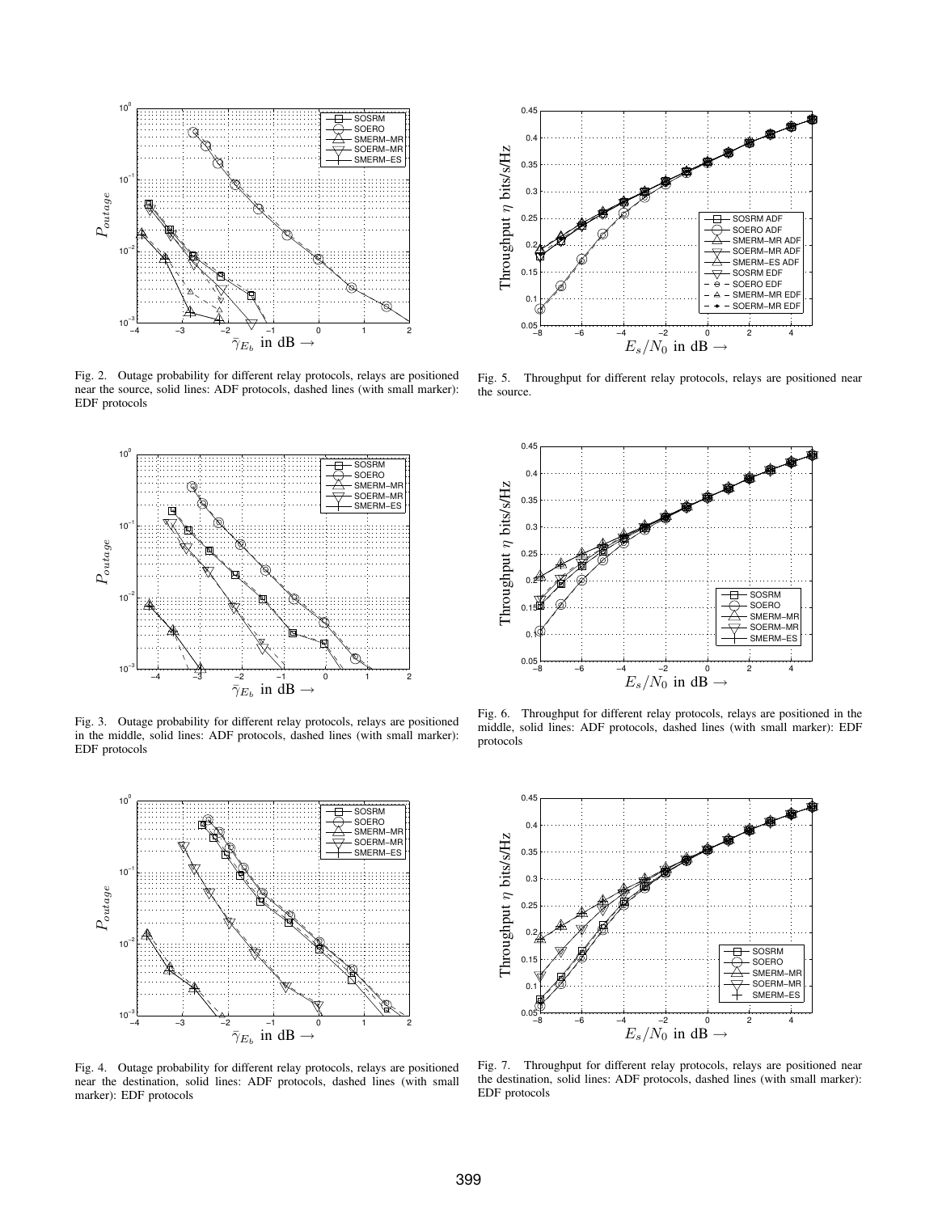Fig. 2. Outage probability for different relay protocols, relays are positioned near the source, solid lines: ADF protocols, dashed lines (with small marker): EDF protocols

Fig. 5. Throughput for different relay protocols, relays are positioned near the source.

Fig. 3. Outage probability for different relay protocols, relays are positioned in the middle, solid lines: ADF protocols, dashed lines (with small marker): EDF protocols

Fig. 6. Throughput for different relay protocols, relays are positioned in the middle, solid lines: ADF protocols, dashed lines (with small marker): EDF protocols

Fig. 4. Outage probability for different relay protocols, relays are positioned near the destination, solid lines: ADF protocols, dashed lines (with small marker): EDF protocols

Fig. 7. Throughput for different relay protocols, relays are positioned near the destination, solid lines: ADF protocols, dashed lines (with small marker): EDF protocols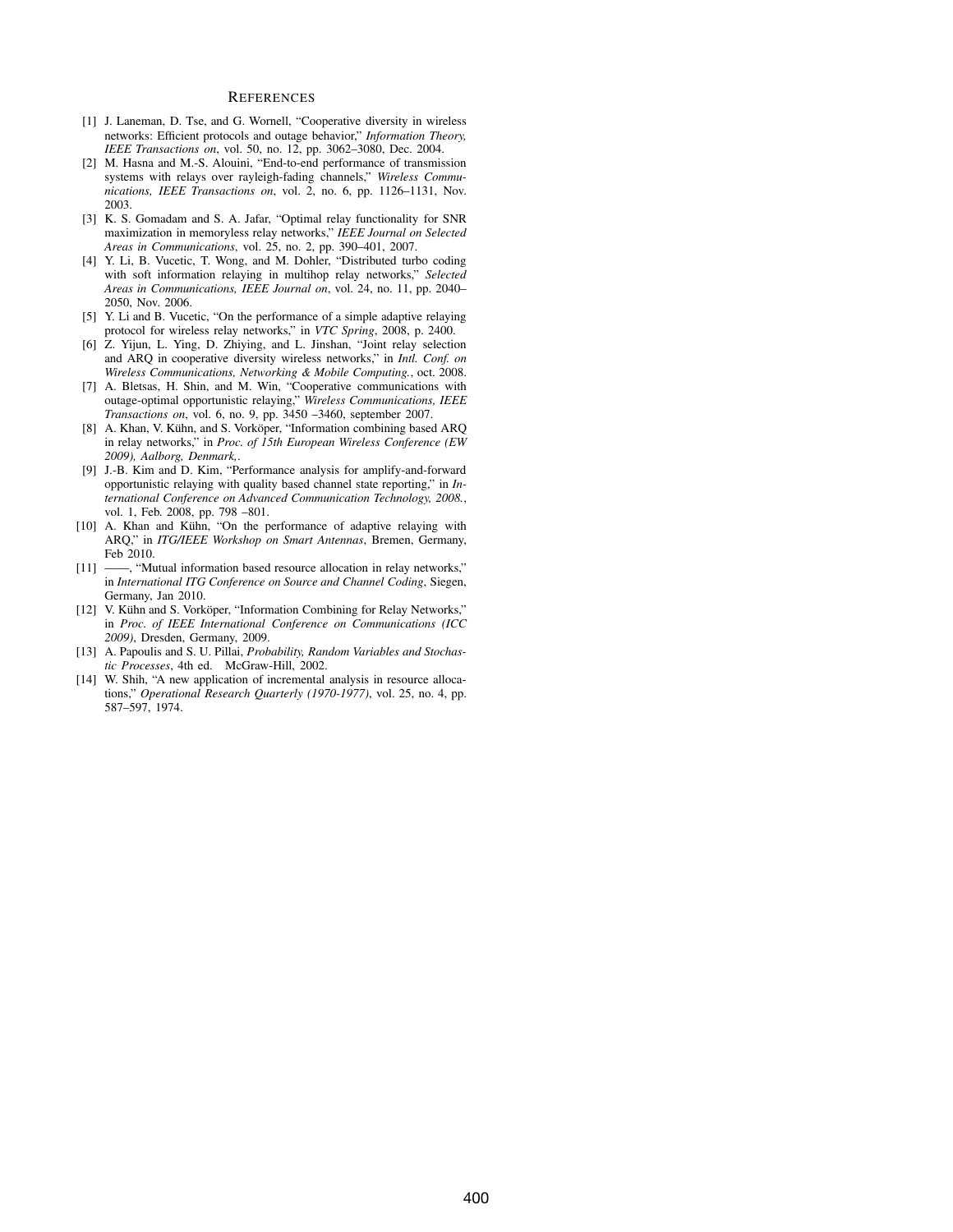## References

[1] J. Laneman, D. Tse, and G. Wornell, "Cooperative diversity in wireless networks: Efficient protocols and outage behavior," *Information Theory, IEEE Transactions on*, vol. 50, no. 12, pp. 3062–3080, Dec. 2004.

[2] M. Hasna and M.-S. Alouini, "End-to-end performance of transmission systems with relays over rayleigh-fading channels," *Wireless Communications, IEEE Transactions on*, vol. 2, no. 6, pp. 1126–1131, Nov. 2003.

[3] K. S. Gomadam and S. A. Jafar, "Optimal relay functionality for SNR maximization in memoryless relay networks," *IEEE Journal on Selected Areas in Communications*, vol. 25, no. 2, pp. 390–401, 2007.

[4] Y. Li, B. Vucetic, T. Wong, and M. Dohler, "Distributed turbo coding with soft information relaying in multihop relay networks," *Selected Areas in Communications, IEEE Journal on*, vol. 24, no. 11, pp. 2040–2050, Nov. 2006.

[5] Y. Li and B. Vucetic, "On the performance of a simple adaptive relaying protocol for wireless relay networks," in *VTC Spring*, 2008, p. 2400.

[6] Z. Yijun, L. Ying, D. Zhiying, and L. Jinshan, "Joint relay selection and ARQ in cooperative diversity wireless networks," in *Intl. Conf. on Wireless Communications, Networking & Mobile Computing.*, oct. 2008.

[7] A. Bletsas, H. Shin, and M. Win, "Cooperative communications with outage-optimal opportunistic relaying," *Wireless Communications, IEEE Transactions on*, vol. 6, no. 9, pp. 3450 –3460, september 2007.

[8] A. Khan, V. Kühn, and S. Vorköper, "Information combining based ARQ in relay networks," in *Proc. of 15th European Wireless Conference (EW 2009), Aalborg, Denmark,*.

[9] J.-B. Kim and D. Kim, "Performance analysis for amplify-and-forward opportunistic relaying with quality based channel state reporting," in *International Conference on Advanced Communication Technology, 2008.*, vol. 1, Feb. 2008, pp. 798 –801.

[10] A. Khan and Kühn, "On the performance of adaptive relaying with ARQ," in *ITG/IEEE Workshop on Smart Antennas*, Bremen, Germany, Feb 2010.

[11] ——, "Mutual information based resource allocation in relay networks," in *International ITG Conference on Source and Channel Coding*, Siegen, Germany, Jan 2010.

[12] V. Kühn and S. Vorköper, "Information Combining for Relay Networks," in *Proc. of IEEE International Conference on Communications (ICC 2009)*, Dresden, Germany, 2009.

[13] A. Papoulis and S. U. Pillai, *Probability, Random Variables and Stochastic Processes*, 4th ed. McGraw-Hill, 2002.

[14] W. Shih, "A new application of incremental analysis in resource allocations," *Operational Research Quarterly (1970-1977)*, vol. 25, no. 4, pp. 587–597, 1974.